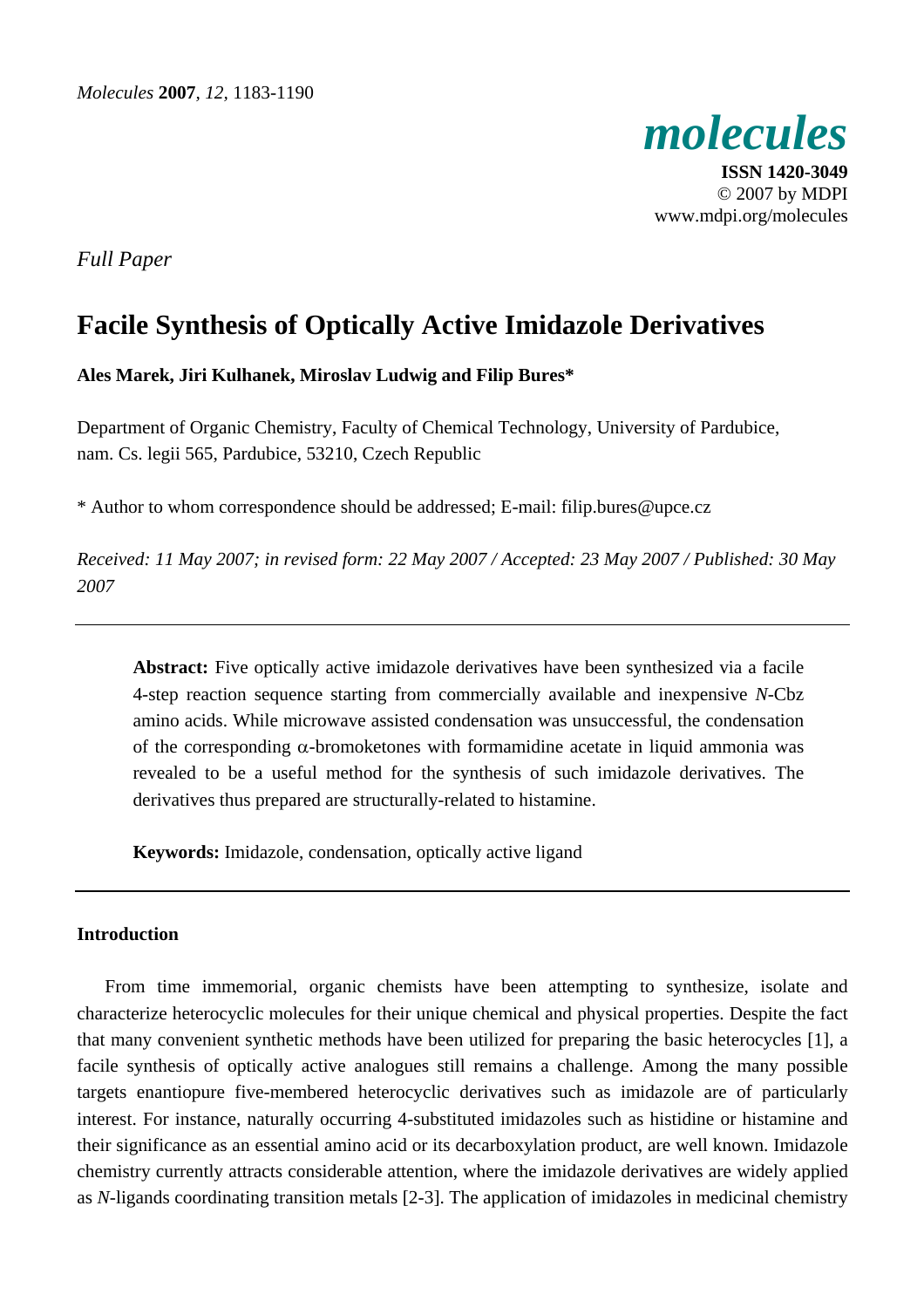*Full Paper*

# Facile Synthesis of Optically Active Imidazole Derivatives

**Ales Marek, Jiri Kulhanek, Miroslav Ludwig and Filip Bures***

Department of Organic Chemistry, Faculty of Chemical Technology, University of Pardubice, nam. Cs. legii 565, Pardubice, 53210, Czech Republic

\* Author to whom correspondence should be addressed; E-mail: filip.bures@upce.cz

*Received: 11 May 2007; in revised form: 22 May 2007 / Accepted: 23 May 2007 / Published: 30 May 2007*

---

**Abstract:** Five optically active imidazole derivatives have been synthesized via a facile 4-step reaction sequence starting from commercially available and inexpensive *N*-Cbz amino acids. While microwave assisted condensation was unsuccessful, the condensation of the corresponding α-bromoketones with formamidine acetate in liquid ammonia was revealed to be a useful method for the synthesis of such imidazole derivatives. The derivatives thus prepared are structurally-related to histamine.

**Keywords:** Imidazole, condensation, optically active ligand

---

## Introduction

From time immemorial, organic chemists have been attempting to synthesize, isolate and characterize heterocyclic molecules for their unique chemical and physical properties. Despite the fact that many convenient synthetic methods have been utilized for preparing the basic heterocycles [1], a facile synthesis of optically active analogues still remains a challenge. Among the many possible targets enantiopure five-membered heterocyclic derivatives such as imidazole are of particularly interest. For instance, naturally occurring 4-substituted imidazoles such as histidine or histamine and their significance as an essential amino acid or its decarboxylation product, are well known. Imidazole chemistry currently attracts considerable attention, where the imidazole derivatives are widely applied as *N*-ligands coordinating transition metals [2-3]. The application of imidazoles in medicinal chemistry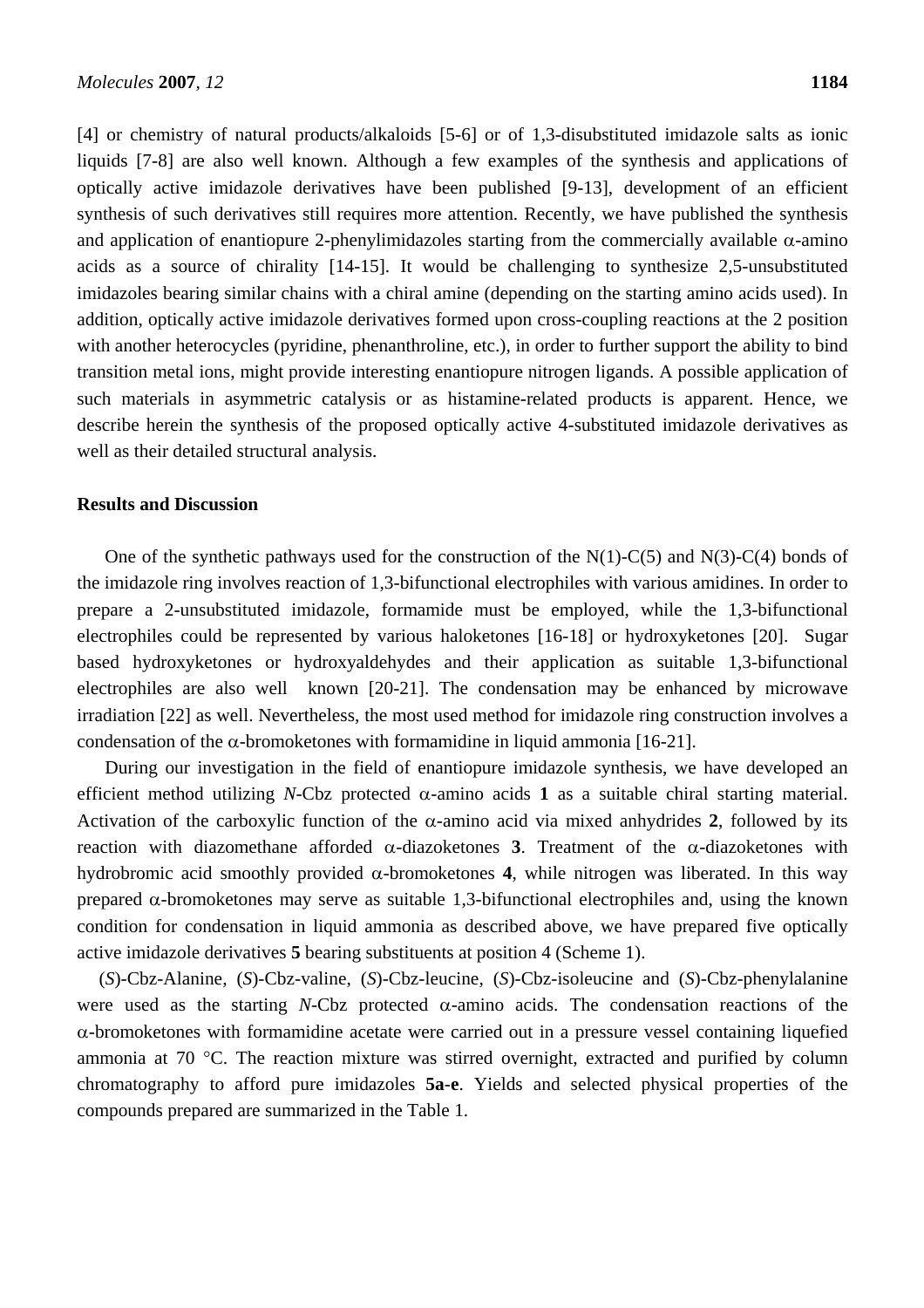[4] or chemistry of natural products/alkaloids [5-6] or of 1,3-disubstituted imidazole salts as ionic liquids [7-8] are also well known. Although a few examples of the synthesis and applications of optically active imidazole derivatives have been published [9-13], development of an efficient synthesis of such derivatives still requires more attention. Recently, we have published the synthesis and application of enantiopure 2-phenylimidazoles starting from the commercially available α-amino acids as a source of chirality [14-15]. It would be challenging to synthesize 2,5-unsubstituted imidazoles bearing similar chains with a chiral amine (depending on the starting amino acids used). In addition, optically active imidazole derivatives formed upon cross-coupling reactions at the 2 position with another heterocycles (pyridine, phenanthroline, etc.), in order to further support the ability to bind transition metal ions, might provide interesting enantiopure nitrogen ligands. A possible application of such materials in asymmetric catalysis or as histamine-related products is apparent. Hence, we describe herein the synthesis of the proposed optically active 4-substituted imidazole derivatives as well as their detailed structural analysis.

## Results and Discussion

One of the synthetic pathways used for the construction of the N(1)-C(5) and N(3)-C(4) bonds of the imidazole ring involves reaction of 1,3-bifunctional electrophiles with various amidines. In order to prepare a 2-unsubstituted imidazole, formamide must be employed, while the 1,3-bifunctional electrophiles could be represented by various haloketones [16-18] or hydroxyketones [20]. Sugar based hydroxyketones or hydroxyaldehydes and their application as suitable 1,3-bifunctional electrophiles are also well known [20-21]. The condensation may be enhanced by microwave irradiation [22] as well. Nevertheless, the most used method for imidazole ring construction involves a condensation of the α-bromoketones with formamidine in liquid ammonia [16-21].

During our investigation in the field of enantiopure imidazole synthesis, we have developed an efficient method utilizing *N*-Cbz protected α-amino acids **1** as a suitable chiral starting material. Activation of the carboxylic function of the α-amino acid via mixed anhydrides **2**, followed by its reaction with diazomethane afforded α-diazoketones **3**. Treatment of the α-diazoketones with hydrobromic acid smoothly provided α-bromoketones **4**, while nitrogen was liberated. In this way prepared α-bromoketones may serve as suitable 1,3-bifunctional electrophiles and, using the known condition for condensation in liquid ammonia as described above, we have prepared five optically active imidazole derivatives **5** bearing substituents at position 4 (Scheme 1).

(*S*)-Cbz-Alanine, (*S*)-Cbz-valine, (*S*)-Cbz-leucine, (*S*)-Cbz-isoleucine and (*S*)-Cbz-phenylalanine were used as the starting *N*-Cbz protected α-amino acids. The condensation reactions of the α-bromoketones with formamidine acetate were carried out in a pressure vessel containing liquefied ammonia at 70 °C. The reaction mixture was stirred overnight, extracted and purified by column chromatography to afford pure imidazoles **5a**-**e**. Yields and selected physical properties of the compounds prepared are summarized in the Table 1.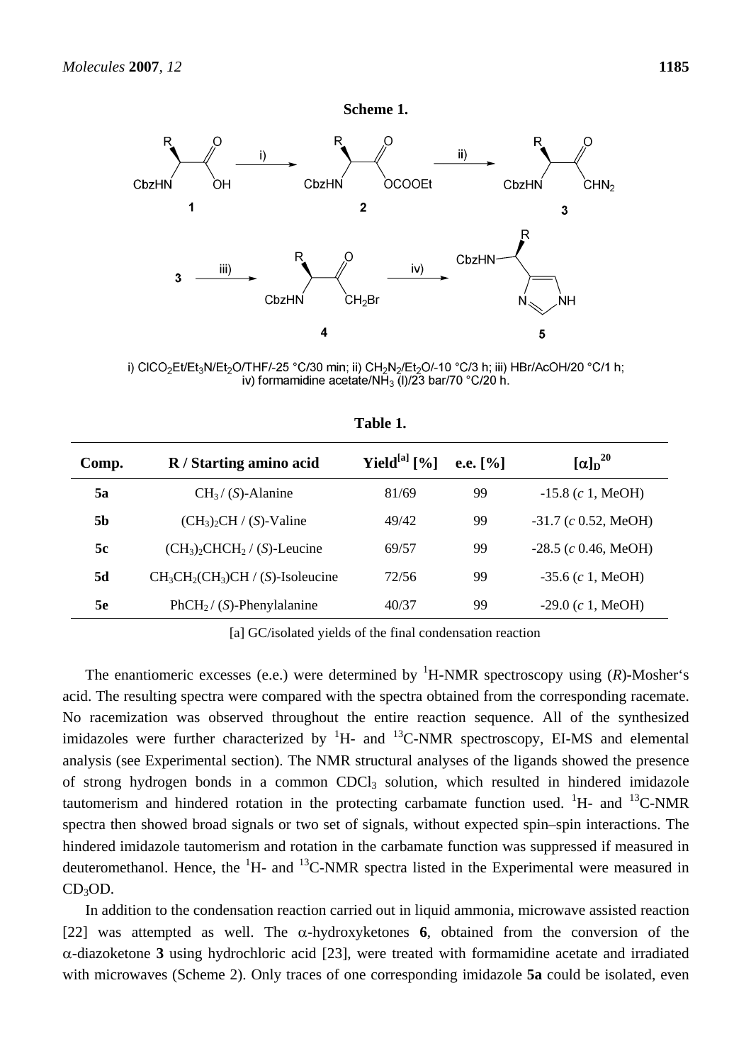**Scheme 1.**

i) $ClCO_2Et/Et_3N/Et_2O/THF$/-25 °C/30 min; ii) $CH_2N_2/Et_2O$/-10 °C/3 h; iii) HBr/AcOH/20 °C/1 h; iv) formamidine acetate/$NH_3$ (l)/23 bar/70 °C/20 h.

**Table 1.**

| Comp. | R / Starting amino acid | Yield[a] [%] | e.e. [%] | $[\alpha]_D^{20}$ |
|---|---|---|---|---|
| **5a** | $CH_3$ / (*S*)-Alanine | 81/69 | 99 | -15.8 (*c* 1, MeOH) |
| **5b** | $(CH_3)_2CH$ / (*S*)-Valine | 49/42 | 99 | -31.7 (*c* 0.52, MeOH) |
| **5c** | $(CH_3)_2CHCH_2$ / (*S*)-Leucine | 69/57 | 99 | -28.5 (*c* 0.46, MeOH) |
| **5d** | $CH_3CH_2(CH_3)CH$ / (*S*)-Isoleucine | 72/56 | 99 | -35.6 (*c* 1, MeOH) |
| **5e** | $PhCH_2$ / (*S*)-Phenylalanine | 40/37 | 99 | -29.0 (*c* 1, MeOH) |

[a] GC/isolated yields of the final condensation reaction

The enantiomeric excesses (e.e.) were determined by $^1$H-NMR spectroscopy using (*R*)-Mosher's acid. The resulting spectra were compared with the spectra obtained from the corresponding racemate. No racemization was observed throughout the entire reaction sequence. All of the synthesized imidazoles were further characterized by $^1$H- and $^{13}$C-NMR spectroscopy, EI-MS and elemental analysis (see Experimental section). The NMR structural analyses of the ligands showed the presence of strong hydrogen bonds in a common $CDCl_3$ solution, which resulted in hindered imidazole tautomerism and hindered rotation in the protecting carbamate function used. $^1$H- and $^{13}$C-NMR spectra then showed broad signals or two set of signals, without expected spin–spin interactions. The hindered imidazole tautomerism and rotation in the carbamate function was suppressed if measured in deuteromethanol. Hence, the $^1$H- and $^{13}$C-NMR spectra listed in the Experimental were measured in $CD_3OD$.

In addition to the condensation reaction carried out in liquid ammonia, microwave assisted reaction [22] was attempted as well. The $\alpha$-hydroxyketones **6**, obtained from the conversion of the $\alpha$-diazoketone **3** using hydrochloric acid [23], were treated with formamidine acetate and irradiated with microwaves (Scheme 2). Only traces of one corresponding imidazole **5a** could be isolated, even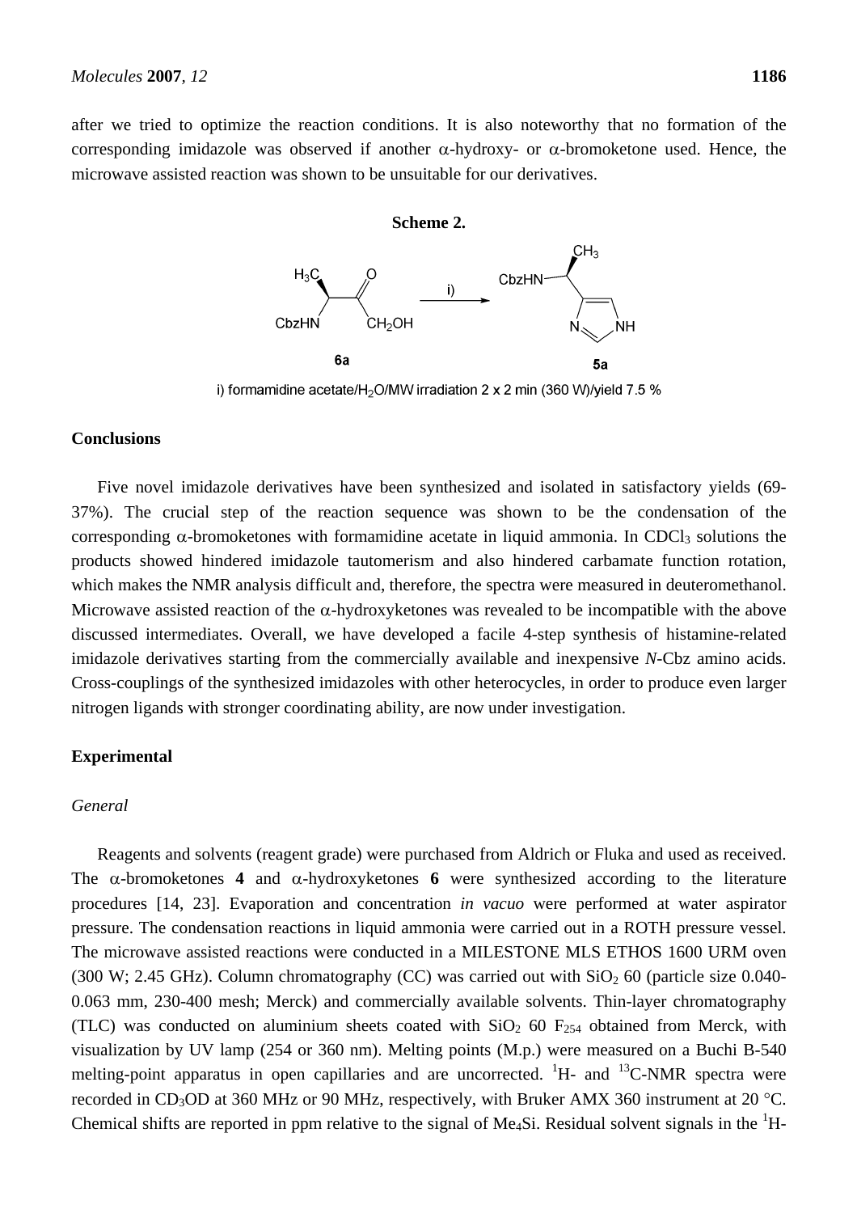after we tried to optimize the reaction conditions. It is also noteworthy that no formation of the corresponding imidazole was observed if another α-hydroxy- or α-bromoketone used. Hence, the microwave assisted reaction was shown to be unsuitable for our derivatives.

**Scheme 2.**

i) formamidine acetate/$H_2O$/MW irradiation 2 x 2 min (360 W)/yield 7.5 %

## Conclusions

Five novel imidazole derivatives have been synthesized and isolated in satisfactory yields (69-37%). The crucial step of the reaction sequence was shown to be the condensation of the corresponding α-bromoketones with formamidine acetate in liquid ammonia. In $CDCl_3$ solutions the products showed hindered imidazole tautomerism and also hindered carbamate function rotation, which makes the NMR analysis difficult and, therefore, the spectra were measured in deuteromethanol. Microwave assisted reaction of the α-hydroxyketones was revealed to be incompatible with the above discussed intermediates. Overall, we have developed a facile 4-step synthesis of histamine-related imidazole derivatives starting from the commercially available and inexpensive *N*-Cbz amino acids. Cross-couplings of the synthesized imidazoles with other heterocycles, in order to produce even larger nitrogen ligands with stronger coordinating ability, are now under investigation.

## Experimental

### *General*

Reagents and solvents (reagent grade) were purchased from Aldrich or Fluka and used as received. The α-bromoketones **4** and α-hydroxyketones **6** were synthesized according to the literature procedures [14, 23]. Evaporation and concentration *in vacuo* were performed at water aspirator pressure. The condensation reactions in liquid ammonia were carried out in a ROTH pressure vessel. The microwave assisted reactions were conducted in a MILESTONE MLS ETHOS 1600 URM oven (300 W; 2.45 GHz). Column chromatography (CC) was carried out with $SiO_2$ 60 (particle size 0.040-0.063 mm, 230-400 mesh; Merck) and commercially available solvents. Thin-layer chromatography (TLC) was conducted on aluminium sheets coated with $SiO_2$ 60 $F_{254}$ obtained from Merck, with visualization by UV lamp (254 or 360 nm). Melting points (M.p.) were measured on a Buchi B-540 melting-point apparatus in open capillaries and are uncorrected. $^1H$- and $^{13}C$-NMR spectra were recorded in $CD_3OD$ at 360 MHz or 90 MHz, respectively, with Bruker AMX 360 instrument at 20 °C. Chemical shifts are reported in ppm relative to the signal of $Me_4Si$. Residual solvent signals in the $^1H$-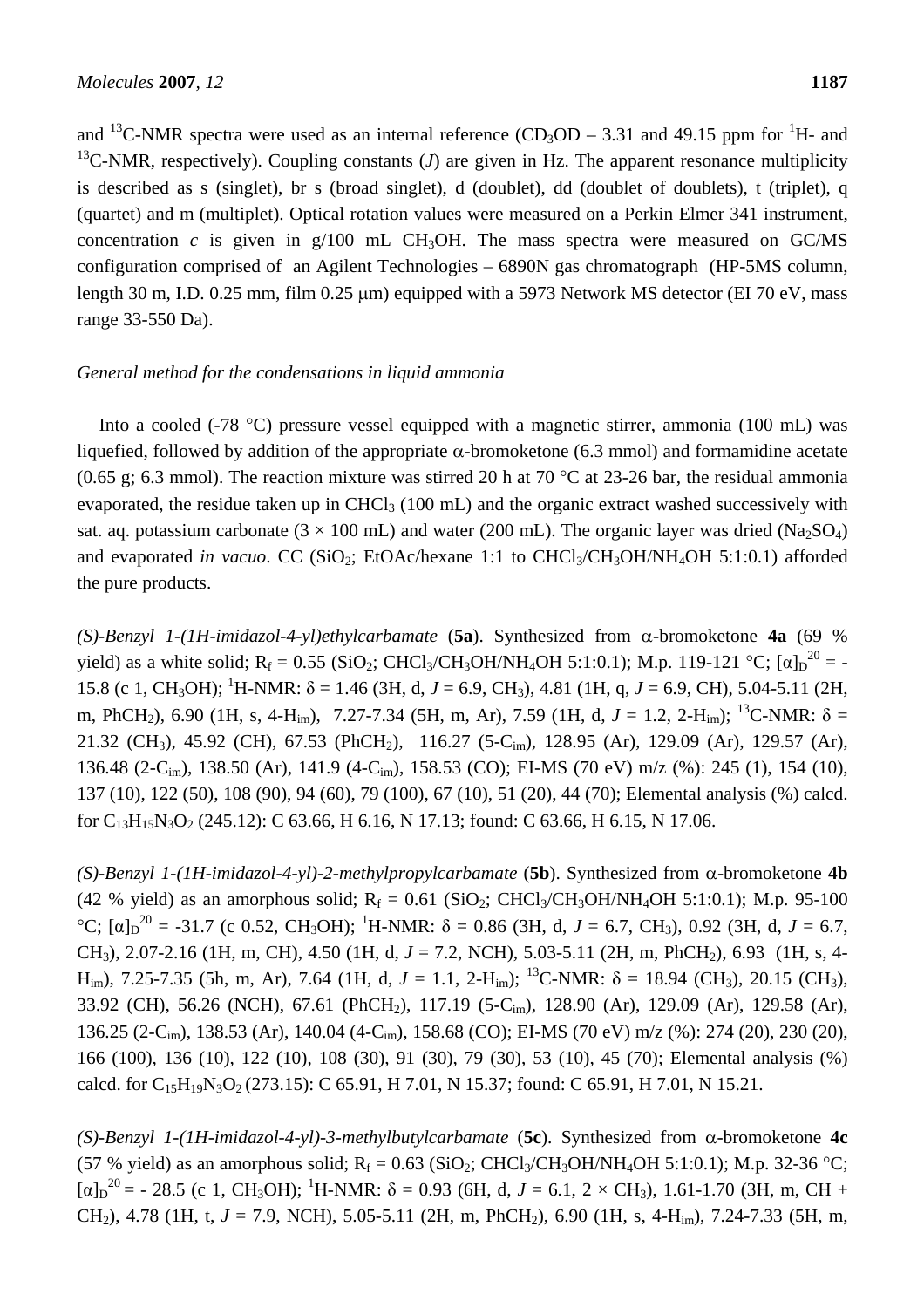and $^{13}C$-NMR spectra were used as an internal reference ($CD_3OD$ – 3.31 and 49.15 ppm for $^{1}H$- and $^{13}C$-NMR, respectively). Coupling constants ($J$) are given in Hz. The apparent resonance multiplicity is described as s (singlet), br s (broad singlet), d (doublet), dd (doublet of doublets), t (triplet), q (quartet) and m (multiplet). Optical rotation values were measured on a Perkin Elmer 341 instrument, concentration $c$ is given in g/100 mL $CH_3OH$. The mass spectra were measured on GC/MS configuration comprised of an Agilent Technologies – 6890N gas chromatograph (HP-5MS column, length 30 m, I.D. 0.25 mm, film 0.25 μm) equipped with a 5973 Network MS detector (EI 70 eV, mass range 33-550 Da).

*General method for the condensations in liquid ammonia*

Into a cooled (-78 °C) pressure vessel equipped with a magnetic stirrer, ammonia (100 mL) was liquefied, followed by addition of the appropriate α-bromoketone (6.3 mmol) and formamidine acetate (0.65 g; 6.3 mmol). The reaction mixture was stirred 20 h at 70 °C at 23-26 bar, the residual ammonia evaporated, the residue taken up in $CHCl_3$ (100 mL) and the organic extract washed successively with sat. aq. potassium carbonate (3 × 100 mL) and water (200 mL). The organic layer was dried ($Na_2SO_4$) and evaporated *in vacuo*. CC ($SiO_2$; EtOAc/hexane 1:1 to $CHCl_3/CH_3OH/NH_4OH$ 5:1:0.1) afforded the pure products.

*(S)-Benzyl 1-(1H-imidazol-4-yl)ethylcarbamate* (**5a**). Synthesized from α-bromoketone **4a** (69 % yield) as a white solid; $R_f$ = 0.55 ($SiO_2$; $CHCl_3/CH_3OH/NH_4OH$ 5:1:0.1); M.p. 119-121 °C; $[\alpha]_D^{20}$ = -15.8 (c 1, $CH_3OH$); $^{1}H$-NMR: δ = 1.46 (3H, d, $J$ = 6.9, $CH_3$), 4.81 (1H, q, $J$ = 6.9, CH), 5.04-5.11 (2H, m, $PhCH_2$), 6.90 (1H, s, 4-$H_{im}$), 7.27-7.34 (5H, m, Ar), 7.59 (1H, d, $J$ = 1.2, 2-$H_{im}$); $^{13}C$-NMR: δ = 21.32 ($CH_3$), 45.92 (CH), 67.53 ($PhCH_2$), 116.27 (5-$C_{im}$), 128.95 (Ar), 129.09 (Ar), 129.57 (Ar), 136.48 (2-$C_{im}$), 138.50 (Ar), 141.9 (4-$C_{im}$), 158.53 (CO); EI-MS (70 eV) m/z (%): 245 (1), 154 (10), 137 (10), 122 (50), 108 (90), 94 (60), 79 (100), 67 (10), 51 (20), 44 (70); Elemental analysis (%) calcd. for $C_{13}H_{15}N_3O_2$ (245.12): C 63.66, H 6.16, N 17.13; found: C 63.66, H 6.15, N 17.06.

*(S)-Benzyl 1-(1H-imidazol-4-yl)-2-methylpropylcarbamate* (**5b**). Synthesized from α-bromoketone **4b** (42 % yield) as an amorphous solid; $R_f$ = 0.61 ($SiO_2$; $CHCl_3/CH_3OH/NH_4OH$ 5:1:0.1); M.p. 95-100 °C; $[\alpha]_D^{20}$ = -31.7 (c 0.52, $CH_3OH$); $^{1}H$-NMR: δ = 0.86 (3H, d, $J$ = 6.7, $CH_3$), 0.92 (3H, d, $J$ = 6.7, $CH_3$), 2.07-2.16 (1H, m, CH), 4.50 (1H, d, $J$ = 7.2, NCH), 5.03-5.11 (2H, m, $PhCH_2$), 6.93 (1H, s, 4-$H_{im}$), 7.25-7.35 (5h, m, Ar), 7.64 (1H, d, $J$ = 1.1, 2-$H_{im}$); $^{13}C$-NMR: δ = 18.94 ($CH_3$), 20.15 ($CH_3$), 33.92 (CH), 56.26 (NCH), 67.61 ($PhCH_2$), 117.19 (5-$C_{im}$), 128.90 (Ar), 129.09 (Ar), 129.58 (Ar), 136.25 (2-$C_{im}$), 138.53 (Ar), 140.04 (4-$C_{im}$), 158.68 (CO); EI-MS (70 eV) m/z (%): 274 (20), 230 (20), 166 (100), 136 (10), 122 (10), 108 (30), 91 (30), 79 (30), 53 (10), 45 (70); Elemental analysis (%) calcd. for $C_{15}H_{19}N_3O_2$ (273.15): C 65.91, H 7.01, N 15.37; found: C 65.91, H 7.01, N 15.21.

*(S)-Benzyl 1-(1H-imidazol-4-yl)-3-methylbutylcarbamate* (**5c**). Synthesized from α-bromoketone **4c** (57 % yield) as an amorphous solid; $R_f$ = 0.63 ($SiO_2$; $CHCl_3/CH_3OH/NH_4OH$ 5:1:0.1); M.p. 32-36 °C; $[\alpha]_D^{20}$ = - 28.5 (c 1, $CH_3OH$); $^{1}H$-NMR: δ = 0.93 (6H, d, $J$ = 6.1, 2 × $CH_3$), 1.61-1.70 (3H, m, CH + $CH_2$), 4.78 (1H, t, $J$ = 7.9, NCH), 5.05-5.11 (2H, m, $PhCH_2$), 6.90 (1H, s, 4-$H_{im}$), 7.24-7.33 (5H, m,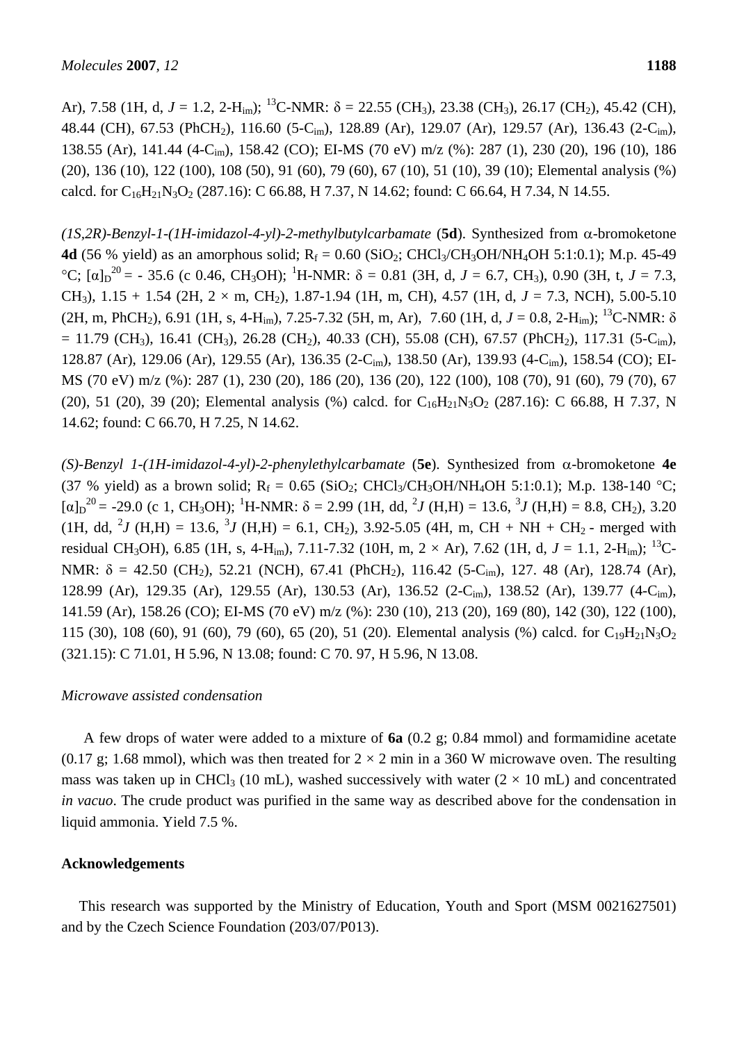Ar), 7.58 (1H, d, $J$ = 1.2, 2-$H_{im}$); $^{13}$C-NMR: $\delta$ = 22.55 ($CH_3$), 23.38 ($CH_3$), 26.17 ($CH_2$), 45.42 (CH), 48.44 (CH), 67.53 ($PhCH_2$), 116.60 (5-$C_{im}$), 128.89 (Ar), 129.07 (Ar), 129.57 (Ar), 136.43 (2-$C_{im}$), 138.55 (Ar), 141.44 (4-$C_{im}$), 158.42 (CO); EI-MS (70 eV) m/z (%): 287 (1), 230 (20), 196 (10), 186 (20), 136 (10), 122 (100), 108 (50), 91 (60), 79 (60), 67 (10), 51 (10), 39 (10); Elemental analysis (%) calcd. for $C_{16}H_{21}N_3O_2$ (287.16): C 66.88, H 7.37, N 14.62; found: C 66.64, H 7.34, N 14.55.

*(1S,2R)-Benzyl-1-(1H-imidazol-4-yl)-2-methylbutylcarbamate* (**5d**). Synthesized from $\alpha$-bromoketone **4d** (56 % yield) as an amorphous solid; $R_f$ = 0.60 ($SiO_2$; $CHCl_3$/$CH_3OH$/$NH_4OH$ 5:1:0.1); M.p. 45-49 °C; $[\alpha]_D^{20}$ = - 35.6 (c 0.46, $CH_3OH$); $^1$H-NMR: $\delta$ = 0.81 (3H, d, $J$ = 6.7, $CH_3$), 0.90 (3H, t, $J$ = 7.3, $CH_3$), 1.15 + 1.54 (2H, 2 × m, $CH_2$), 1.87-1.94 (1H, m, CH), 4.57 (1H, d, $J$ = 7.3, NCH), 5.00-5.10 (2H, m, $PhCH_2$), 6.91 (1H, s, 4-$H_{im}$), 7.25-7.32 (5H, m, Ar), 7.60 (1H, d, $J$ = 0.8, 2-$H_{im}$); $^{13}$C-NMR: $\delta$ = 11.79 ($CH_3$), 16.41 ($CH_3$), 26.28 ($CH_2$), 40.33 (CH), 55.08 (CH), 67.57 ($PhCH_2$), 117.31 (5-$C_{im}$), 128.87 (Ar), 129.06 (Ar), 129.55 (Ar), 136.35 (2-$C_{im}$), 138.50 (Ar), 139.93 (4-$C_{im}$), 158.54 (CO); EI-MS (70 eV) m/z (%): 287 (1), 230 (20), 186 (20), 136 (20), 122 (100), 108 (70), 91 (60), 79 (70), 67 (20), 51 (20), 39 (20); Elemental analysis (%) calcd. for $C_{16}H_{21}N_3O_2$ (287.16): C 66.88, H 7.37, N 14.62; found: C 66.70, H 7.25, N 14.62.

*(S)-Benzyl 1-(1H-imidazol-4-yl)-2-phenylethylcarbamate* (**5e**). Synthesized from $\alpha$-bromoketone **4e** (37 % yield) as a brown solid; $R_f$ = 0.65 ($SiO_2$; $CHCl_3$/$CH_3OH$/$NH_4OH$ 5:1:0.1); M.p. 138-140 °C; $[\alpha]_D^{20}$ = -29.0 (c 1, $CH_3OH$); $^1$H-NMR: $\delta$ = 2.99 (1H, dd, $^2J$ (H,H) = 13.6, $^3J$ (H,H) = 8.8, $CH_2$), 3.20 (1H, dd, $^2J$ (H,H) = 13.6, $^3J$ (H,H) = 6.1, $CH_2$), 3.92-5.05 (4H, m, CH + NH + $CH_2$ - merged with residual $CH_3OH$), 6.85 (1H, s, 4-$H_{im}$), 7.11-7.32 (10H, m, 2 × Ar), 7.62 (1H, d, $J$ = 1.1, 2-$H_{im}$); $^{13}$C-NMR: $\delta$ = 42.50 ($CH_2$), 52.21 (NCH), 67.41 ($PhCH_2$), 116.42 (5-$C_{im}$), 127. 48 (Ar), 128.74 (Ar), 128.99 (Ar), 129.35 (Ar), 129.55 (Ar), 130.53 (Ar), 136.52 (2-$C_{im}$), 138.52 (Ar), 139.77 (4-$C_{im}$), 141.59 (Ar), 158.26 (CO); EI-MS (70 eV) m/z (%): 230 (10), 213 (20), 169 (80), 142 (30), 122 (100), 115 (30), 108 (60), 91 (60), 79 (60), 65 (20), 51 (20). Elemental analysis (%) calcd. for $C_{19}H_{21}N_3O_2$ (321.15): C 71.01, H 5.96, N 13.08; found: C 70. 97, H 5.96, N 13.08.

*Microwave assisted condensation*

A few drops of water were added to a mixture of **6a** (0.2 g; 0.84 mmol) and formamidine acetate (0.17 g; 1.68 mmol), which was then treated for 2 × 2 min in a 360 W microwave oven. The resulting mass was taken up in $CHCl_3$ (10 mL), washed successively with water (2 × 10 mL) and concentrated *in vacuo*. The crude product was purified in the same way as described above for the condensation in liquid ammonia. Yield 7.5 %.

## Acknowledgements

This research was supported by the Ministry of Education, Youth and Sport (MSM 0021627501) and by the Czech Science Foundation (203/07/P013).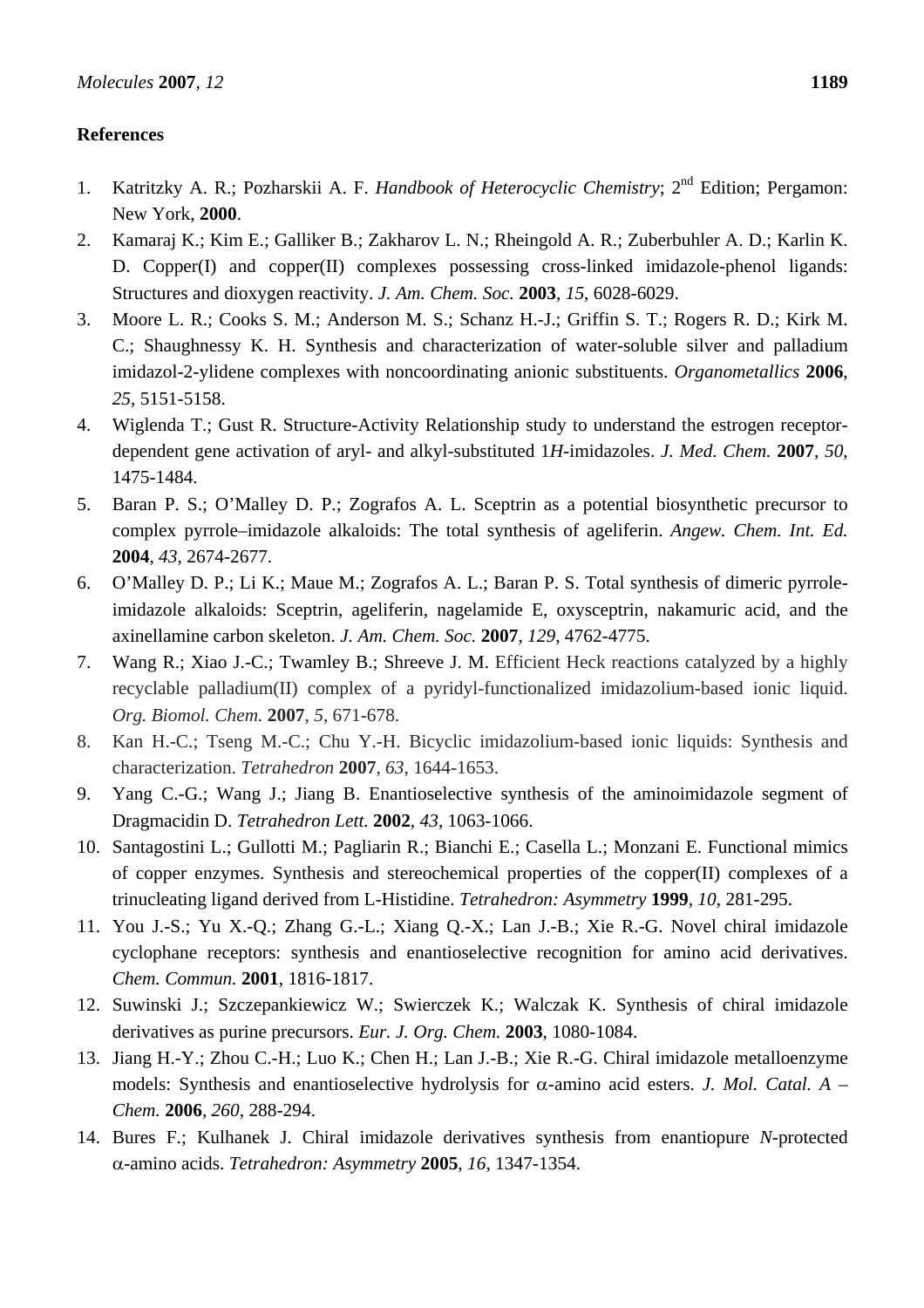## References

1. Katritzky A. R.; Pozharskii A. F. *Handbook of Heterocyclic Chemistry*; 2nd Edition; Pergamon: New York, **2000**.
2. Kamaraj K.; Kim E.; Galliker B.; Zakharov L. N.; Rheingold A. R.; Zuberbuhler A. D.; Karlin K. D. Copper(I) and copper(II) complexes possessing cross-linked imidazole-phenol ligands: Structures and dioxygen reactivity. *J. Am. Chem. Soc.* **2003**, *15*, 6028-6029.
3. Moore L. R.; Cooks S. M.; Anderson M. S.; Schanz H.-J.; Griffin S. T.; Rogers R. D.; Kirk M. C.; Shaughnessy K. H. Synthesis and characterization of water-soluble silver and palladium imidazol-2-ylidene complexes with noncoordinating anionic substituents. *Organometallics* **2006**, *25*, 5151-5158.
4. Wiglenda T.; Gust R. Structure-Activity Relationship study to understand the estrogen receptor-dependent gene activation of aryl- and alkyl-substituted 1*H*-imidazoles. *J. Med. Chem.* **2007**, *50*, 1475-1484.
5. Baran P. S.; O'Malley D. P.; Zografos A. L. Sceptrin as a potential biosynthetic precursor to complex pyrrole–imidazole alkaloids: The total synthesis of ageliferin. *Angew. Chem. Int. Ed.* **2004**, *43*, 2674-2677.
6. O'Malley D. P.; Li K.; Maue M.; Zografos A. L.; Baran P. S. Total synthesis of dimeric pyrrole-imidazole alkaloids: Sceptrin, ageliferin, nagelamide E, oxysceptrin, nakamuric acid, and the axinellamine carbon skeleton. *J. Am. Chem. Soc.* **2007**, *129*, 4762-4775.
7. Wang R.; Xiao J.-C.; Twamley B.; Shreeve J. M. Efficient Heck reactions catalyzed by a highly recyclable palladium(II) complex of a pyridyl-functionalized imidazolium-based ionic liquid. *Org. Biomol. Chem.* **2007**, *5*, 671-678.
8. Kan H.-C.; Tseng M.-C.; Chu Y.-H. Bicyclic imidazolium-based ionic liquids: Synthesis and characterization. *Tetrahedron* **2007**, *63*, 1644-1653.
9. Yang C.-G.; Wang J.; Jiang B. Enantioselective synthesis of the aminoimidazole segment of Dragmacidin D. *Tetrahedron Lett.* **2002**, *43*, 1063-1066.
10. Santagostini L.; Gullotti M.; Pagliarin R.; Bianchi E.; Casella L.; Monzani E. Functional mimics of copper enzymes. Synthesis and stereochemical properties of the copper(II) complexes of a trinucleating ligand derived from L-Histidine. *Tetrahedron: Asymmetry* **1999**, *10*, 281-295.
11. You J.-S.; Yu X.-Q.; Zhang G.-L.; Xiang Q.-X.; Lan J.-B.; Xie R.-G. Novel chiral imidazole cyclophane receptors: synthesis and enantioselective recognition for amino acid derivatives. *Chem. Commun.* **2001**, 1816-1817.
12. Suwinski J.; Szczepankiewicz W.; Swierczek K.; Walczak K. Synthesis of chiral imidazole derivatives as purine precursors. *Eur. J. Org. Chem.* **2003**, 1080-1084.
13. Jiang H.-Y.; Zhou C.-H.; Luo K.; Chen H.; Lan J.-B.; Xie R.-G. Chiral imidazole metalloenzyme models: Synthesis and enantioselective hydrolysis for α-amino acid esters. *J. Mol. Catal. A – Chem.* **2006**, *260*, 288-294.
14. Bures F.; Kulhanek J. Chiral imidazole derivatives synthesis from enantiopure *N*-protected α-amino acids. *Tetrahedron: Asymmetry* **2005**, *16*, 1347-1354.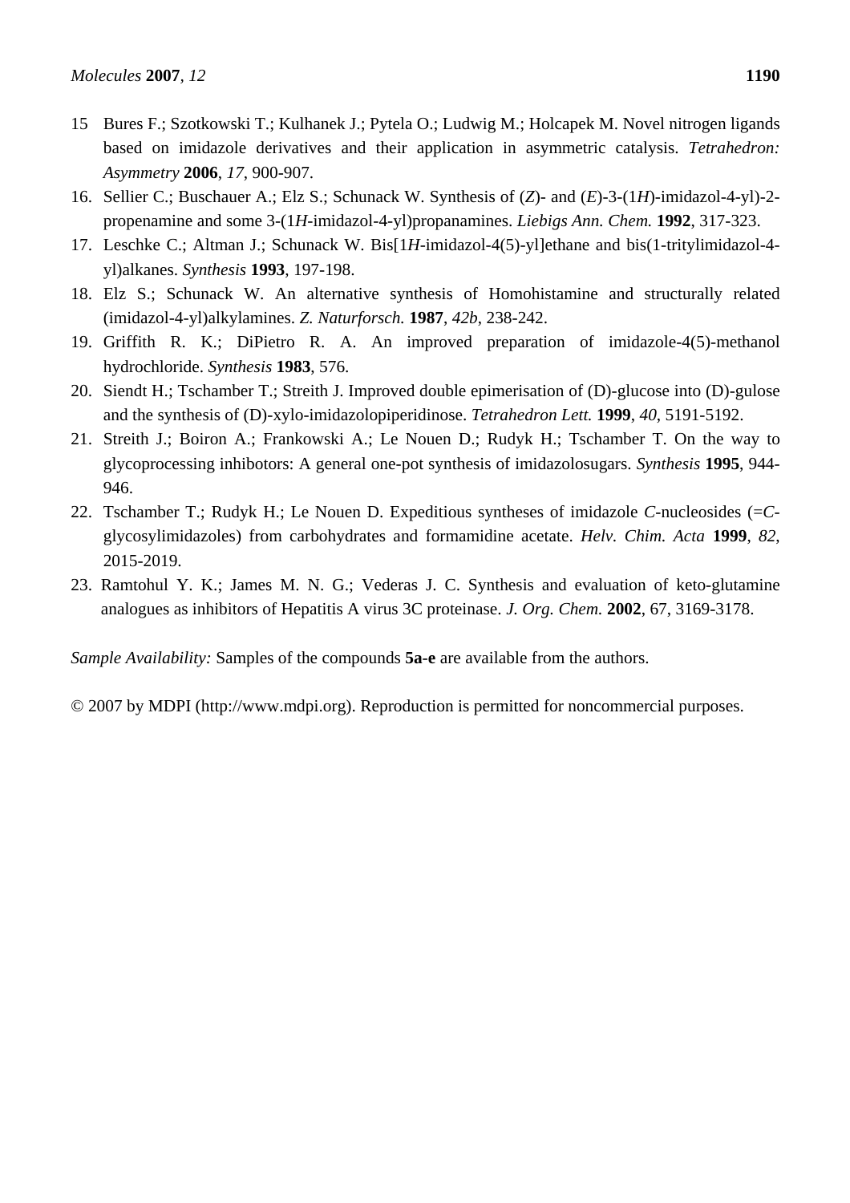15 Bures F.; Szotkowski T.; Kulhanek J.; Pytela O.; Ludwig M.; Holcapek M. Novel nitrogen ligands based on imidazole derivatives and their application in asymmetric catalysis. *Tetrahedron: Asymmetry* **2006**, *17*, 900-907.

16. Sellier C.; Buschauer A.; Elz S.; Schunack W. Synthesis of (*Z*)- and (*E*)-3-(1*H*)-imidazol-4-yl)-2-propenamine and some 3-(1*H*-imidazol-4-yl)propanamines. *Liebigs Ann. Chem.* **1992**, 317-323.

17. Leschke C.; Altman J.; Schunack W. Bis[1*H*-imidazol-4(5)-yl]ethane and bis(1-tritylimidazol-4-yl)alkanes. *Synthesis* **1993**, 197-198.

18. Elz S.; Schunack W. An alternative synthesis of Homohistamine and structurally related (imidazol-4-yl)alkylamines. *Z. Naturforsch.* **1987**, *42b*, 238-242.

19. Griffith R. K.; DiPietro R. A. An improved preparation of imidazole-4(5)-methanol hydrochloride. *Synthesis* **1983**, 576.

20. Siendt H.; Tschamber T.; Streith J. Improved double epimerisation of (D)-glucose into (D)-gulose and the synthesis of (D)-xylo-imidazolopiperidinose. *Tetrahedron Lett.* **1999**, *40*, 5191-5192.

21. Streith J.; Boiron A.; Frankowski A.; Le Nouen D.; Rudyk H.; Tschamber T. On the way to glycoprocessing inhibotors: A general one-pot synthesis of imidazolosugars. *Synthesis* **1995**, 944-946.

22. Tschamber T.; Rudyk H.; Le Nouen D. Expeditious syntheses of imidazole *C*-nucleosides (=*C*-glycosylimidazoles) from carbohydrates and formamidine acetate. *Helv. Chim. Acta* **1999**, *82*, 2015-2019.

23. Ramtohul Y. K.; James M. N. G.; Vederas J. C. Synthesis and evaluation of keto-glutamine analogues as inhibitors of Hepatitis A virus 3C proteinase. *J. Org. Chem.* **2002**, 67, 3169-3178.

*Sample Availability:* Samples of the compounds **5a-e** are available from the authors.

© 2007 by MDPI (http://www.mdpi.org). Reproduction is permitted for noncommercial purposes.